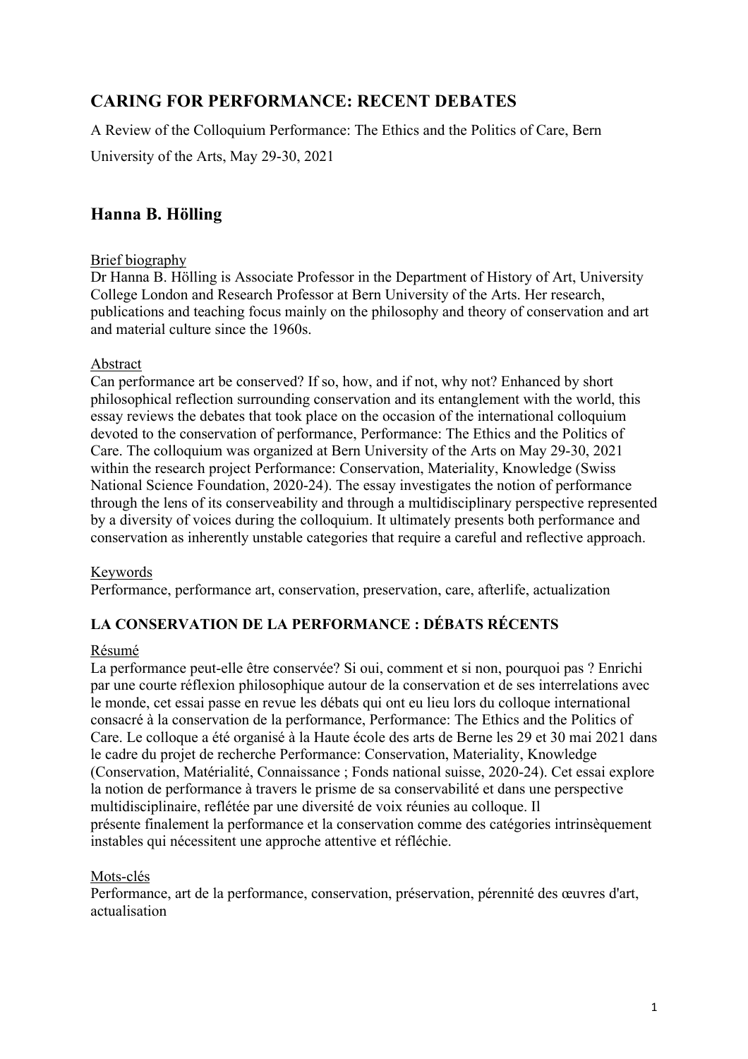# CARING FOR PERFORMANCE: RECENT DEBATES

A Review of the Colloquium Performance: The Ethics and the Politics of Care, Bern University of the Arts, May 29-30, 2021

## Hanna B. Hölling

Brief biography

Dr Hanna B. Hölling is Associate Professor in the Department of History of Art, University College London and Research Professor at Bern University of the Arts. Her research, publications and teaching focus mainly on the philosophy and theory of conservation and art and material culture since the 1960s.

Abstract

Can performance art be conserved? If so, how, and if not, why not? Enhanced by short philosophical reflection surrounding conservation and its entanglement with the world, this essay reviews the debates that took place on the occasion of the international colloquium devoted to the conservation of performance, Performance: The Ethics and the Politics of Care. The colloquium was organized at Bern University of the Arts on May 29-30, 2021 within the research project Performance: Conservation, Materiality, Knowledge (Swiss National Science Foundation, 2020-24). The essay investigates the notion of performance through the lens of its conserveability and through a multidisciplinary perspective represented by a diversity of voices during the colloquium. It ultimately presents both performance and conservation as inherently unstable categories that require a careful and reflective approach.

Keywords

Performance, performance art, conservation, preservation, care, afterlife, actualization

### LA CONSERVATION DE LA PERFORMANCE : DÉBATS RÉCENTS

Résumé

La performance peut-elle être conservée? Si oui, comment et si non, pourquoi pas ? Enrichi par une courte réflexion philosophique autour de la conservation et de ses interrelations avec le monde, cet essai passe en revue les débats qui ont eu lieu lors du colloque international consacré à la conservation de la performance, Performance: The Ethics and the Politics of Care. Le colloque a été organisé à la Haute école des arts de Berne les 29 et 30 mai 2021 dans le cadre du projet de recherche Performance: Conservation, Materiality, Knowledge (Conservation, Matérialité, Connaissance ; Fonds national suisse, 2020-24). Cet essai explore la notion de performance à travers le prisme de sa conservabilité et dans une perspective multidisciplinaire, reflétée par une diversité de voix réunies au colloque. Il présente finalement la performance et la conservation comme des catégories intrinsèquement instables qui nécessitent une approche attentive et réfléchie.

Mots-clés

Performance, art de la performance, conservation, préservation, pérennité des œuvres d'art, actualisation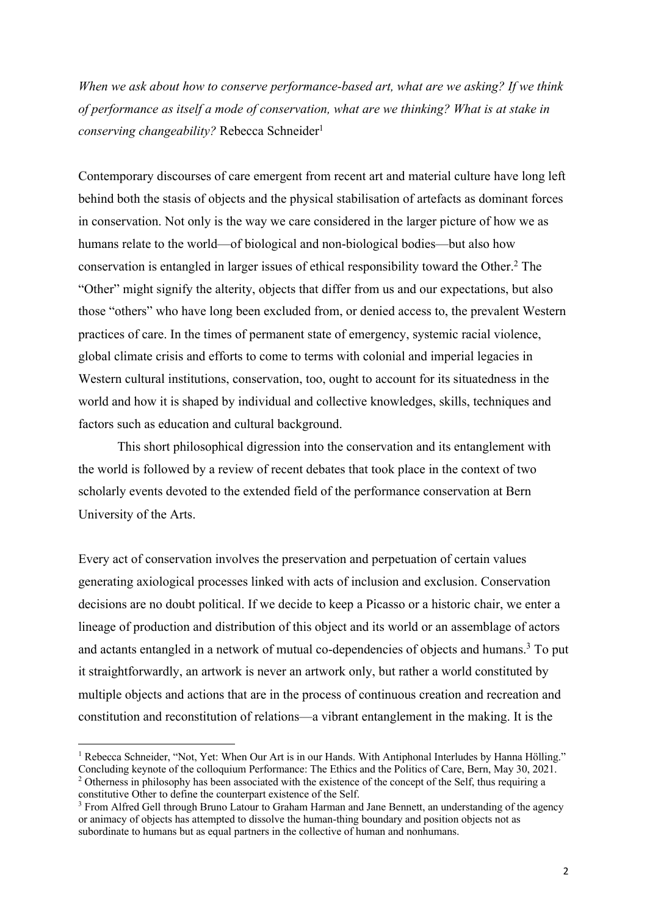*When we ask about how to conserve performance-based art, what are we asking? If we think of performance as itself a mode of conservation, what are we thinking? What is at stake in conserving changeability?* Rebecca Schneider[1]

Contemporary discourses of care emergent from recent art and material culture have long left behind both the stasis of objects and the physical stabilisation of artefacts as dominant forces in conservation. Not only is the way we care considered in the larger picture of how we as humans relate to the world—of biological and non-biological bodies—but also how conservation is entangled in larger issues of ethical responsibility toward the Other.[2] The "Other" might signify the alterity, objects that differ from us and our expectations, but also those "others" who have long been excluded from, or denied access to, the prevalent Western practices of care. In the times of permanent state of emergency, systemic racial violence, global climate crisis and efforts to come to terms with colonial and imperial legacies in Western cultural institutions, conservation, too, ought to account for its situatedness in the world and how it is shaped by individual and collective knowledges, skills, techniques and factors such as education and cultural background.

This short philosophical digression into the conservation and its entanglement with the world is followed by a review of recent debates that took place in the context of two scholarly events devoted to the extended field of the performance conservation at Bern University of the Arts.

Every act of conservation involves the preservation and perpetuation of certain values generating axiological processes linked with acts of inclusion and exclusion. Conservation decisions are no doubt political. If we decide to keep a Picasso or a historic chair, we enter a lineage of production and distribution of this object and its world or an assemblage of actors and actants entangled in a network of mutual co-dependencies of objects and humans.[3] To put it straightforwardly, an artwork is never an artwork only, but rather a world constituted by multiple objects and actions that are in the process of continuous creation and recreation and constitution and reconstitution of relations—a vibrant entanglement in the making. It is the

---

[1] Rebecca Schneider, "Not, Yet: When Our Art is in our Hands. With Antiphonal Interludes by Hanna Hölling." Concluding keynote of the colloquium Performance: The Ethics and the Politics of Care, Bern, May 30, 2021.

[2] Otherness in philosophy has been associated with the existence of the concept of the Self, thus requiring a constitutive Other to define the counterpart existence of the Self.

[3] From Alfred Gell through Bruno Latour to Graham Harman and Jane Bennett, an understanding of the agency or animacy of objects has attempted to dissolve the human-thing boundary and position objects not as subordinate to humans but as equal partners in the collective of human and nonhumans.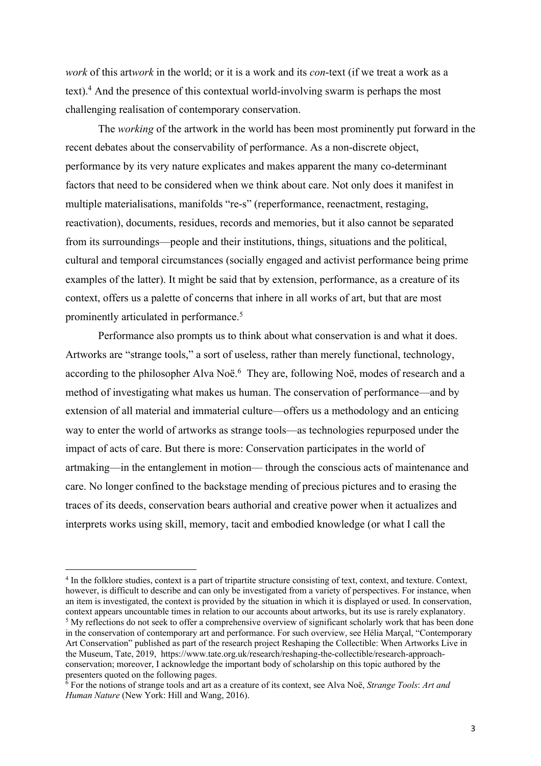*work* of this art*work* in the world; or it is a work and its *con*-text (if we treat a work as a text).[4] And the presence of this contextual world-involving swarm is perhaps the most challenging realisation of contemporary conservation.

The *working* of the artwork in the world has been most prominently put forward in the recent debates about the conservability of performance. As a non-discrete object, performance by its very nature explicates and makes apparent the many co-determinant factors that need to be considered when we think about care. Not only does it manifest in multiple materialisations, manifolds "re-s" (reperformance, reenactment, restaging, reactivation), documents, residues, records and memories, but it also cannot be separated from its surroundings—people and their institutions, things, situations and the political, cultural and temporal circumstances (socially engaged and activist performance being prime examples of the latter). It might be said that by extension, performance, as a creature of its context, offers us a palette of concerns that inhere in all works of art, but that are most prominently articulated in performance.[5]

Performance also prompts us to think about what conservation is and what it does. Artworks are "strange tools," a sort of useless, rather than merely functional, technology, according to the philosopher Alva Noë.[6] They are, following Noë, modes of research and a method of investigating what makes us human. The conservation of performance—and by extension of all material and immaterial culture—offers us a methodology and an enticing way to enter the world of artworks as strange tools—as technologies repurposed under the impact of acts of care. But there is more: Conservation participates in the world of artmaking—in the entanglement in motion— through the conscious acts of maintenance and care. No longer confined to the backstage mending of precious pictures and to erasing the traces of its deeds, conservation bears authorial and creative power when it actualizes and interprets works using skill, memory, tacit and embodied knowledge (or what I call the

---

[4] In the folklore studies, context is a part of tripartite structure consisting of text, context, and texture. Context, however, is difficult to describe and can only be investigated from a variety of perspectives. For instance, when an item is investigated, the context is provided by the situation in which it is displayed or used. In conservation, context appears uncountable times in relation to our accounts about artworks, but its use is rarely explanatory.

[5] My reflections do not seek to offer a comprehensive overview of significant scholarly work that has been done in the conservation of contemporary art and performance. For such overview, see Hélia Marçal, "Contemporary Art Conservation" published as part of the research project Reshaping the Collectible: When Artworks Live in the Museum, Tate, 2019, https://www.tate.org.uk/research/reshaping-the-collectible/research-approach-conservation; moreover, I acknowledge the important body of scholarship on this topic authored by the presenters quoted on the following pages.

[6] For the notions of strange tools and art as a creature of its context, see Alva Noë, *Strange Tools*: *Art and Human Nature* (New York: Hill and Wang, 2016).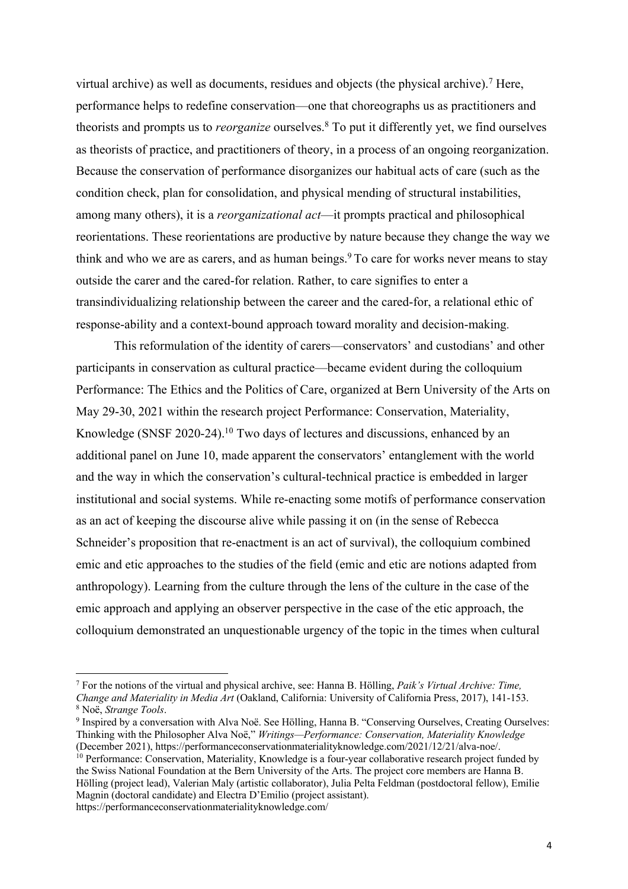virtual archive) as well as documents, residues and objects (the physical archive).[7] Here, performance helps to redefine conservation—one that choreographs us as practitioners and theorists and prompts us to *reorganize* ourselves.[8] To put it differently yet, we find ourselves as theorists of practice, and practitioners of theory, in a process of an ongoing reorganization. Because the conservation of performance disorganizes our habitual acts of care (such as the condition check, plan for consolidation, and physical mending of structural instabilities, among many others), it is a *reorganizational act*—it prompts practical and philosophical reorientations. These reorientations are productive by nature because they change the way we think and who we are as carers, and as human beings.[9] To care for works never means to stay outside the carer and the cared-for relation. Rather, to care signifies to enter a transindividualizing relationship between the career and the cared-for, a relational ethic of response-ability and a context-bound approach toward morality and decision-making.

This reformulation of the identity of carers—conservators' and custodians' and other participants in conservation as cultural practice—became evident during the colloquium Performance: The Ethics and the Politics of Care, organized at Bern University of the Arts on May 29-30, 2021 within the research project Performance: Conservation, Materiality, Knowledge (SNSF 2020-24).[10] Two days of lectures and discussions, enhanced by an additional panel on June 10, made apparent the conservators' entanglement with the world and the way in which the conservation's cultural-technical practice is embedded in larger institutional and social systems. While re-enacting some motifs of performance conservation as an act of keeping the discourse alive while passing it on (in the sense of Rebecca Schneider's proposition that re-enactment is an act of survival), the colloquium combined emic and etic approaches to the studies of the field (emic and etic are notions adapted from anthropology). Learning from the culture through the lens of the culture in the case of the emic approach and applying an observer perspective in the case of the etic approach, the colloquium demonstrated an unquestionable urgency of the topic in the times when cultural

---

[7] For the notions of the virtual and physical archive, see: Hanna B. Hölling, *Paik's Virtual Archive: Time, Change and Materiality in Media Art* (Oakland, California: University of California Press, 2017), 141-153.

[8] Noë, *Strange Tools*.

[9] Inspired by a conversation with Alva Noë. See Hölling, Hanna B. "Conserving Ourselves, Creating Ourselves: Thinking with the Philosopher Alva Noë," *Writings—Performance: Conservation, Materiality Knowledge* (December 2021), https://performanceconservationmaterialityknowledge.com/2021/12/21/alva-noe/.

[10] Performance: Conservation, Materiality, Knowledge is a four-year collaborative research project funded by the Swiss National Foundation at the Bern University of the Arts. The project core members are Hanna B. Hölling (project lead), Valerian Maly (artistic collaborator), Julia Pelta Feldman (postdoctoral fellow), Emilie Magnin (doctoral candidate) and Electra D'Emilio (project assistant). https://performanceconservationmaterialityknowledge.com/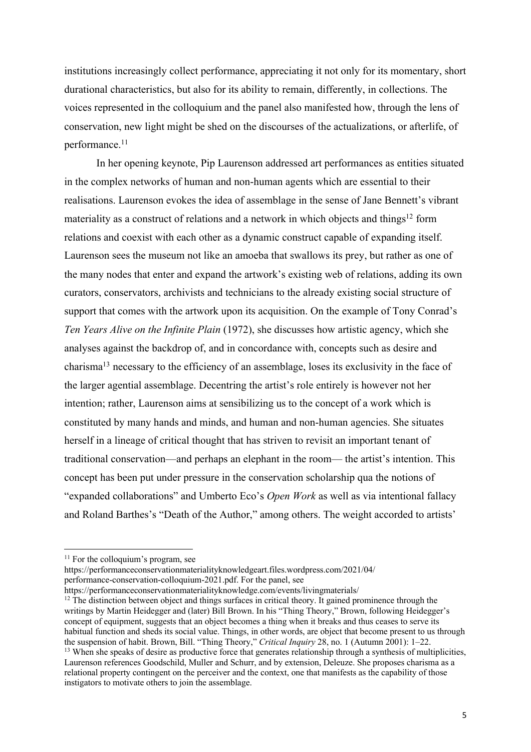institutions increasingly collect performance, appreciating it not only for its momentary, short durational characteristics, but also for its ability to remain, differently, in collections. The voices represented in the colloquium and the panel also manifested how, through the lens of conservation, new light might be shed on the discourses of the actualizations, or afterlife, of performance.[11]

In her opening keynote, Pip Laurenson addressed art performances as entities situated in the complex networks of human and non-human agents which are essential to their realisations. Laurenson evokes the idea of assemblage in the sense of Jane Bennett's vibrant materiality as a construct of relations and a network in which objects and things[12] form relations and coexist with each other as a dynamic construct capable of expanding itself. Laurenson sees the museum not like an amoeba that swallows its prey, but rather as one of the many nodes that enter and expand the artwork's existing web of relations, adding its own curators, conservators, archivists and technicians to the already existing social structure of support that comes with the artwork upon its acquisition. On the example of Tony Conrad's *Ten Years Alive on the Infinite Plain* (1972), she discusses how artistic agency, which she analyses against the backdrop of, and in concordance with, concepts such as desire and charisma[13] necessary to the efficiency of an assemblage, loses its exclusivity in the face of the larger agential assemblage. Decentring the artist's role entirely is however not her intention; rather, Laurenson aims at sensibilizing us to the concept of a work which is constituted by many hands and minds, and human and non-human agencies. She situates herself in a lineage of critical thought that has striven to revisit an important tenant of traditional conservation—and perhaps an elephant in the room— the artist's intention. This concept has been put under pressure in the conservation scholarship qua the notions of "expanded collaborations" and Umberto Eco's *Open Work* as well as via intentional fallacy and Roland Barthes's "Death of the Author," among others. The weight accorded to artists'

---

[11] For the colloquium's program, see https://performanceconservationmaterialityknowledgeart.files.wordpress.com/2021/04/performance-conservation-colloquium-2021.pdf. For the panel, see https://performanceconservationmaterialityknowledge.com/events/livingmaterials/

[12] The distinction between object and things surfaces in critical theory. It gained prominence through the writings by Martin Heidegger and (later) Bill Brown. In his "Thing Theory," Brown, following Heidegger's concept of equipment, suggests that an object becomes a thing when it breaks and thus ceases to serve its habitual function and sheds its social value. Things, in other words, are object that become present to us through the suspension of habit. Brown, Bill. "Thing Theory," *Critical Inquiry* 28, no. 1 (Autumn 2001): 1–22.

[13] When she speaks of desire as productive force that generates relationship through a synthesis of multiplicities, Laurenson references Goodschild, Muller and Schurr, and by extension, Deleuze. She proposes charisma as a relational property contingent on the perceiver and the context, one that manifests as the capability of those instigators to motivate others to join the assemblage.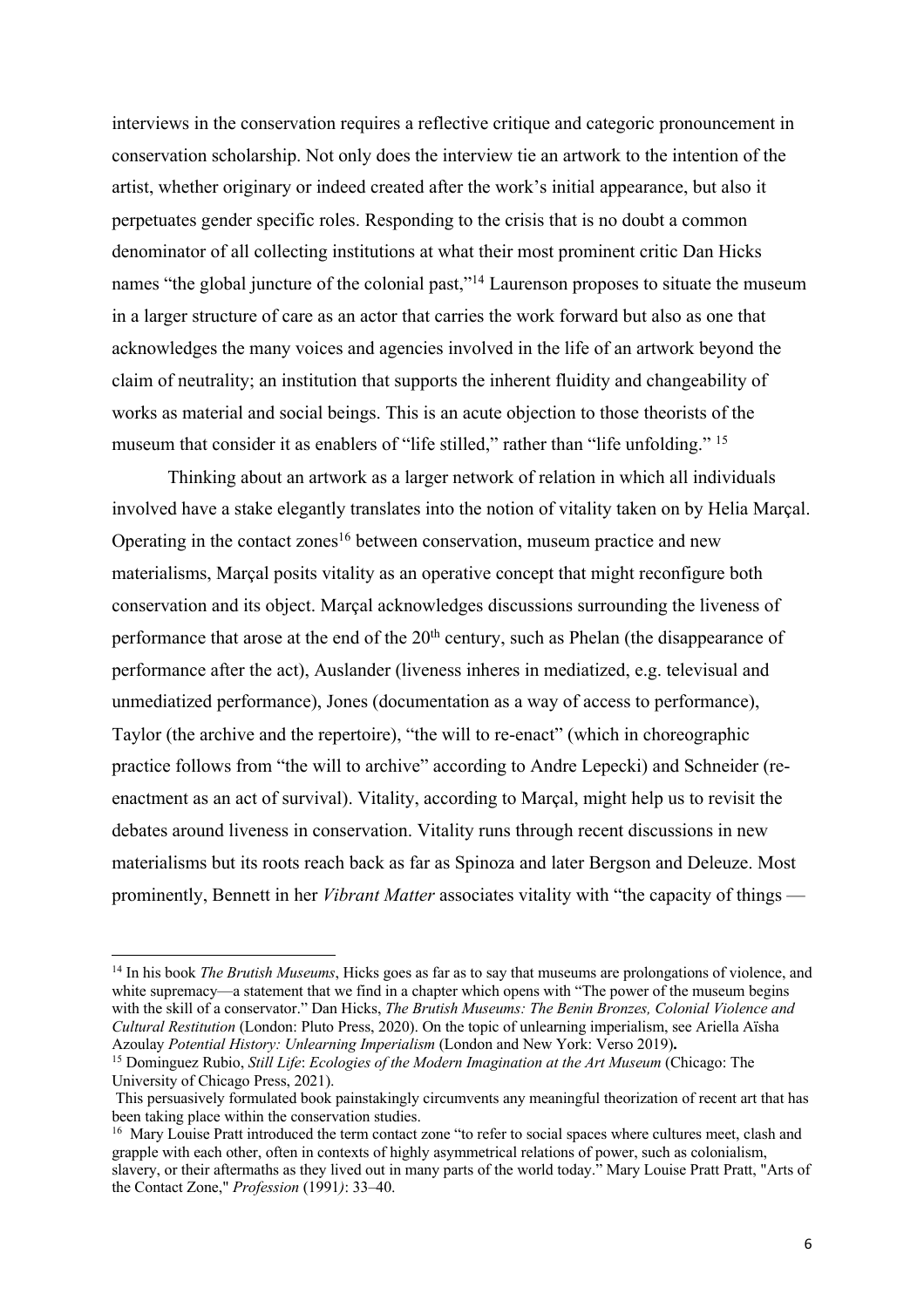interviews in the conservation requires a reflective critique and categoric pronouncement in conservation scholarship. Not only does the interview tie an artwork to the intention of the artist, whether originary or indeed created after the work's initial appearance, but also it perpetuates gender specific roles. Responding to the crisis that is no doubt a common denominator of all collecting institutions at what their most prominent critic Dan Hicks names "the global juncture of the colonial past,"[14] Laurenson proposes to situate the museum in a larger structure of care as an actor that carries the work forward but also as one that acknowledges the many voices and agencies involved in the life of an artwork beyond the claim of neutrality; an institution that supports the inherent fluidity and changeability of works as material and social beings. This is an acute objection to those theorists of the museum that consider it as enablers of "life stilled," rather than "life unfolding." [15]

Thinking about an artwork as a larger network of relation in which all individuals involved have a stake elegantly translates into the notion of vitality taken on by Helia Marçal. Operating in the contact zones[16] between conservation, museum practice and new materialisms, Marçal posits vitality as an operative concept that might reconfigure both conservation and its object. Marçal acknowledges discussions surrounding the liveness of performance that arose at the end of the 20th century, such as Phelan (the disappearance of performance after the act), Auslander (liveness inheres in mediatized, e.g. televisual and unmediatized performance), Jones (documentation as a way of access to performance), Taylor (the archive and the repertoire), "the will to re-enact" (which in choreographic practice follows from "the will to archive" according to Andre Lepecki) and Schneider (re-enactment as an act of survival). Vitality, according to Marçal, might help us to revisit the debates around liveness in conservation. Vitality runs through recent discussions in new materialisms but its roots reach back as far as Spinoza and later Bergson and Deleuze. Most prominently, Bennett in her *Vibrant Matter* associates vitality with "the capacity of things —

---

[14] In his book *The Brutish Museums*, Hicks goes as far as to say that museums are prolongations of violence, and white supremacy—a statement that we find in a chapter which opens with "The power of the museum begins with the skill of a conservator." Dan Hicks, *The Brutish Museums: The Benin Bronzes, Colonial Violence and Cultural Restitution* (London: Pluto Press, 2020). On the topic of unlearning imperialism, see Ariella Aïsha Azoulay *Potential History: Unlearning Imperialism* (London and New York: Verso 2019)**.**

[15] Dominguez Rubio, *Still Life*: *Ecologies of the Modern Imagination at the Art Museum* (Chicago: The University of Chicago Press, 2021).

This persuasively formulated book painstakingly circumvents any meaningful theorization of recent art that has been taking place within the conservation studies.

[16] Mary Louise Pratt introduced the term contact zone "to refer to social spaces where cultures meet, clash and grapple with each other, often in contexts of highly asymmetrical relations of power, such as colonialism, slavery, or their aftermaths as they lived out in many parts of the world today." Mary Louise Pratt Pratt, "Arts of the Contact Zone," *Profession* (1991*)*: 33–40.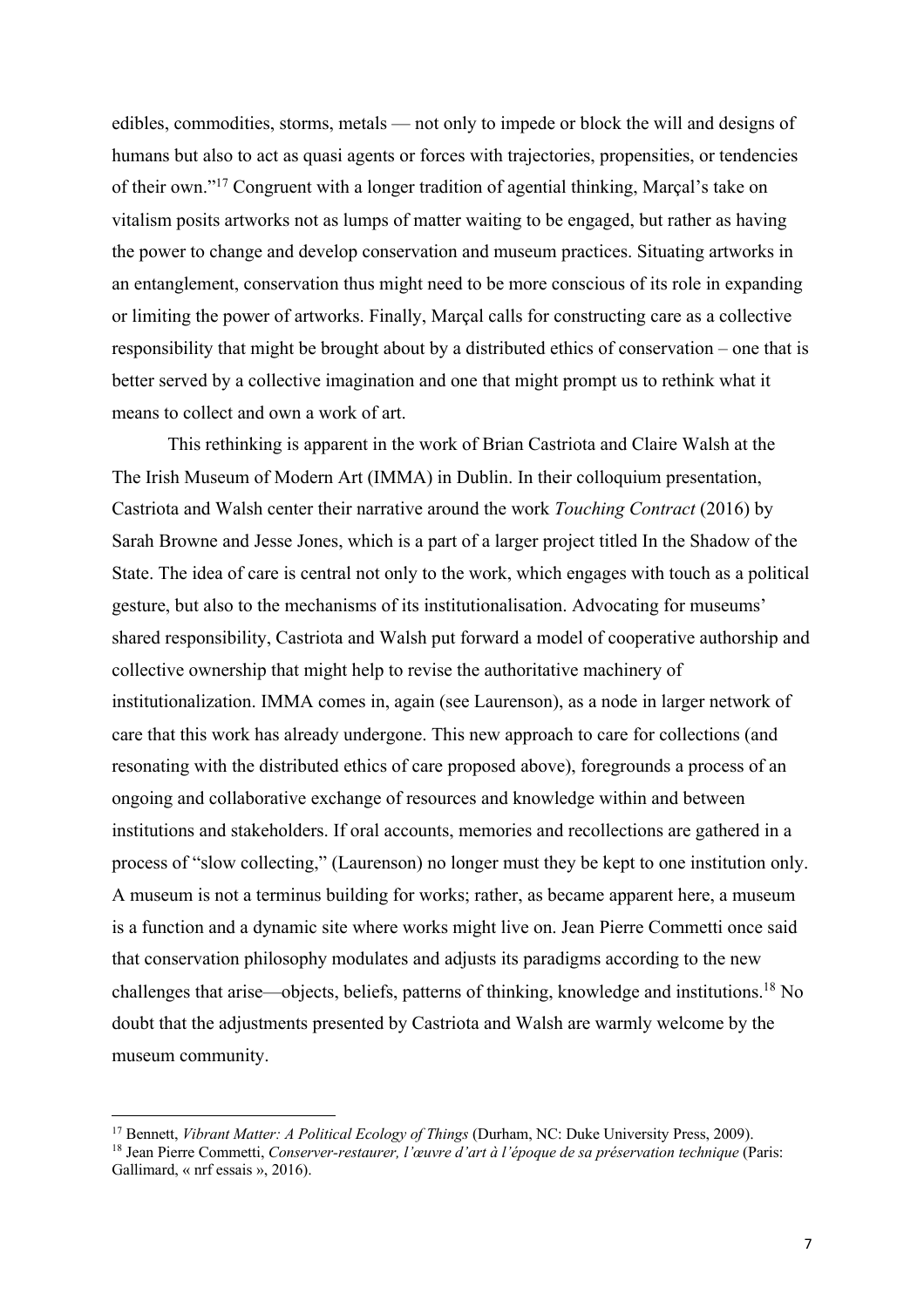edibles, commodities, storms, metals — not only to impede or block the will and designs of humans but also to act as quasi agents or forces with trajectories, propensities, or tendencies of their own."[17] Congruent with a longer tradition of agential thinking, Marçal's take on vitalism posits artworks not as lumps of matter waiting to be engaged, but rather as having the power to change and develop conservation and museum practices. Situating artworks in an entanglement, conservation thus might need to be more conscious of its role in expanding or limiting the power of artworks. Finally, Marçal calls for constructing care as a collective responsibility that might be brought about by a distributed ethics of conservation – one that is better served by a collective imagination and one that might prompt us to rethink what it means to collect and own a work of art.

This rethinking is apparent in the work of Brian Castriota and Claire Walsh at the The Irish Museum of Modern Art (IMMA) in Dublin. In their colloquium presentation, Castriota and Walsh center their narrative around the work *Touching Contract* (2016) by Sarah Browne and Jesse Jones, which is a part of a larger project titled In the Shadow of the State. The idea of care is central not only to the work, which engages with touch as a political gesture, but also to the mechanisms of its institutionalisation. Advocating for museums' shared responsibility, Castriota and Walsh put forward a model of cooperative authorship and collective ownership that might help to revise the authoritative machinery of institutionalization. IMMA comes in, again (see Laurenson), as a node in larger network of care that this work has already undergone. This new approach to care for collections (and resonating with the distributed ethics of care proposed above), foregrounds a process of an ongoing and collaborative exchange of resources and knowledge within and between institutions and stakeholders. If oral accounts, memories and recollections are gathered in a process of "slow collecting," (Laurenson) no longer must they be kept to one institution only. A museum is not a terminus building for works; rather, as became apparent here, a museum is a function and a dynamic site where works might live on. Jean Pierre Commetti once said that conservation philosophy modulates and adjusts its paradigms according to the new challenges that arise—objects, beliefs, patterns of thinking, knowledge and institutions.[18] No doubt that the adjustments presented by Castriota and Walsh are warmly welcome by the museum community.

---

[17] Bennett, *Vibrant Matter: A Political Ecology of Things* (Durham, NC: Duke University Press, 2009).

[18] Jean Pierre Commetti, *Conserver-restaurer, l'œuvre d'art à l'époque de sa préservation technique* (Paris: Gallimard, « nrf essais », 2016).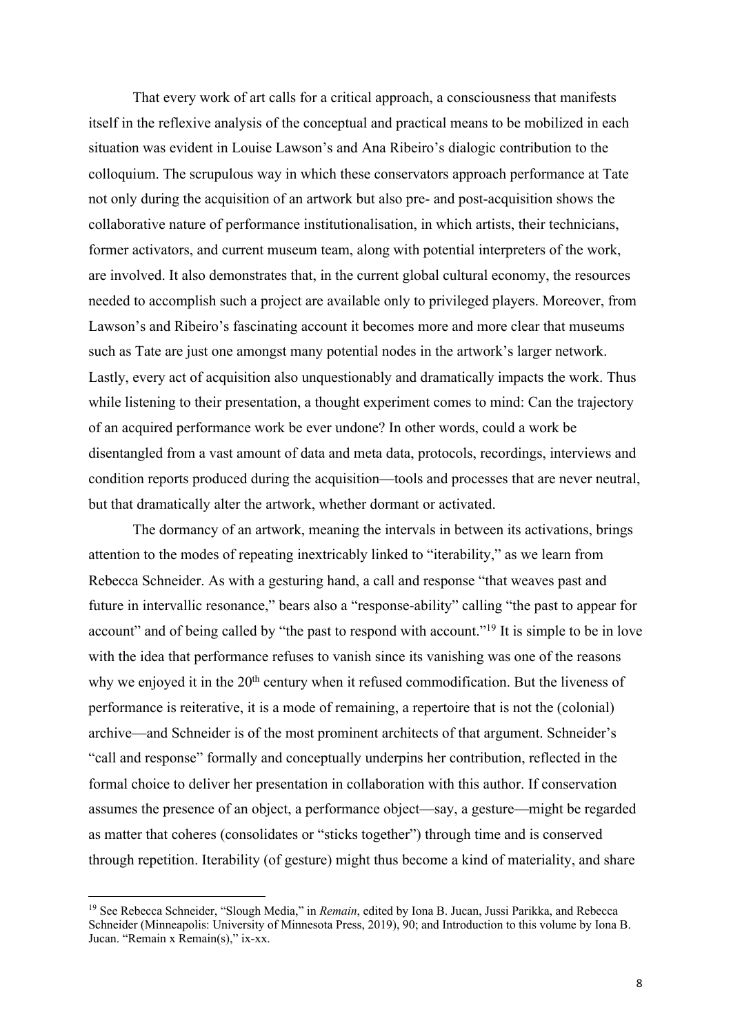That every work of art calls for a critical approach, a consciousness that manifests itself in the reflexive analysis of the conceptual and practical means to be mobilized in each situation was evident in Louise Lawson's and Ana Ribeiro's dialogic contribution to the colloquium. The scrupulous way in which these conservators approach performance at Tate not only during the acquisition of an artwork but also pre- and post-acquisition shows the collaborative nature of performance institutionalisation, in which artists, their technicians, former activators, and current museum team, along with potential interpreters of the work, are involved. It also demonstrates that, in the current global cultural economy, the resources needed to accomplish such a project are available only to privileged players. Moreover, from Lawson's and Ribeiro's fascinating account it becomes more and more clear that museums such as Tate are just one amongst many potential nodes in the artwork's larger network. Lastly, every act of acquisition also unquestionably and dramatically impacts the work. Thus while listening to their presentation, a thought experiment comes to mind: Can the trajectory of an acquired performance work be ever undone? In other words, could a work be disentangled from a vast amount of data and meta data, protocols, recordings, interviews and condition reports produced during the acquisition—tools and processes that are never neutral, but that dramatically alter the artwork, whether dormant or activated.

The dormancy of an artwork, meaning the intervals in between its activations, brings attention to the modes of repeating inextricably linked to "iterability," as we learn from Rebecca Schneider. As with a gesturing hand, a call and response "that weaves past and future in intervallic resonance," bears also a "response-ability" calling "the past to appear for account" and of being called by "the past to respond with account."[19] It is simple to be in love with the idea that performance refuses to vanish since its vanishing was one of the reasons why we enjoyed it in the 20th century when it refused commodification. But the liveness of performance is reiterative, it is a mode of remaining, a repertoire that is not the (colonial) archive—and Schneider is of the most prominent architects of that argument. Schneider's "call and response" formally and conceptually underpins her contribution, reflected in the formal choice to deliver her presentation in collaboration with this author. If conservation assumes the presence of an object, a performance object—say, a gesture—might be regarded as matter that coheres (consolidates or "sticks together") through time and is conserved through repetition. Iterability (of gesture) might thus become a kind of materiality, and share

[19] See Rebecca Schneider, "Slough Media," in *Remain*, edited by Iona B. Jucan, Jussi Parikka, and Rebecca Schneider (Minneapolis: University of Minnesota Press, 2019), 90; and Introduction to this volume by Iona B. Jucan. "Remain x Remain(s)," ix-xx.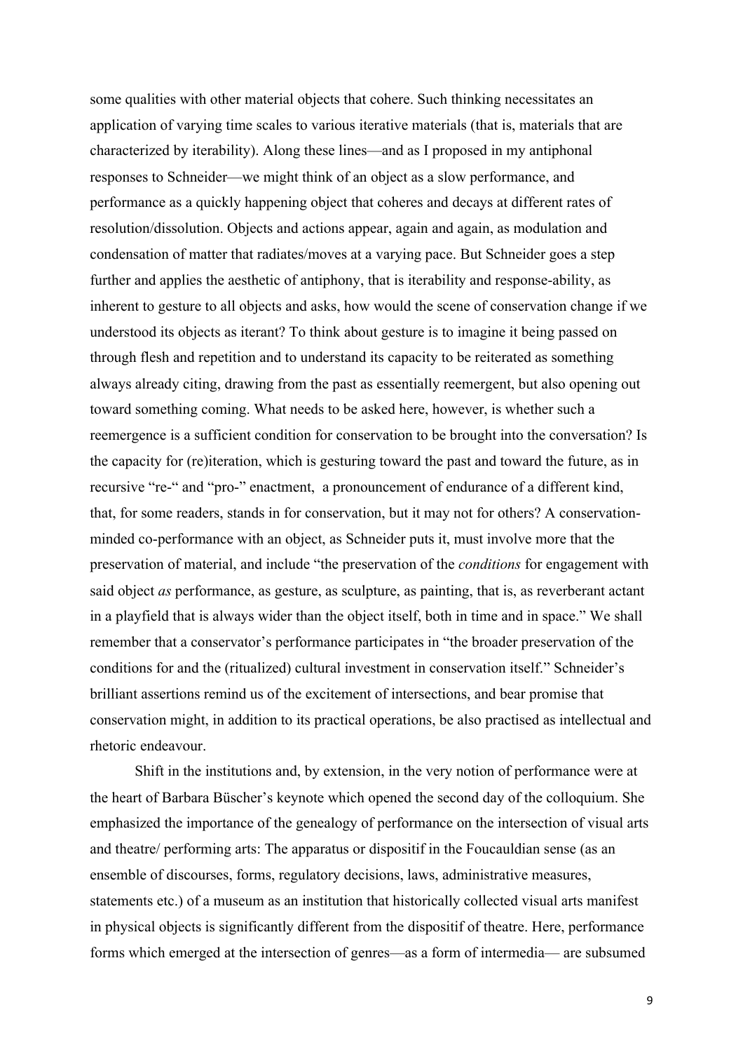some qualities with other material objects that cohere. Such thinking necessitates an application of varying time scales to various iterative materials (that is, materials that are characterized by iterability). Along these lines—and as I proposed in my antiphonal responses to Schneider—we might think of an object as a slow performance, and performance as a quickly happening object that coheres and decays at different rates of resolution/dissolution. Objects and actions appear, again and again, as modulation and condensation of matter that radiates/moves at a varying pace. But Schneider goes a step further and applies the aesthetic of antiphony, that is iterability and response-ability, as inherent to gesture to all objects and asks, how would the scene of conservation change if we understood its objects as iterant? To think about gesture is to imagine it being passed on through flesh and repetition and to understand its capacity to be reiterated as something always already citing, drawing from the past as essentially reemergent, but also opening out toward something coming. What needs to be asked here, however, is whether such a reemergence is a sufficient condition for conservation to be brought into the conversation? Is the capacity for (re)iteration, which is gesturing toward the past and toward the future, as in recursive "re-" and "pro-" enactment, a pronouncement of endurance of a different kind, that, for some readers, stands in for conservation, but it may not for others? A conservation-minded co-performance with an object, as Schneider puts it, must involve more that the preservation of material, and include "the preservation of the *conditions* for engagement with said object *as* performance, as gesture, as sculpture, as painting, that is, as reverberant actant in a playfield that is always wider than the object itself, both in time and in space." We shall remember that a conservator's performance participates in "the broader preservation of the conditions for and the (ritualized) cultural investment in conservation itself." Schneider's brilliant assertions remind us of the excitement of intersections, and bear promise that conservation might, in addition to its practical operations, be also practised as intellectual and rhetoric endeavour.

Shift in the institutions and, by extension, in the very notion of performance were at the heart of Barbara Büscher's keynote which opened the second day of the colloquium. She emphasized the importance of the genealogy of performance on the intersection of visual arts and theatre/ performing arts: The apparatus or dispositif in the Foucauldian sense (as an ensemble of discourses, forms, regulatory decisions, laws, administrative measures, statements etc.) of a museum as an institution that historically collected visual arts manifest in physical objects is significantly different from the dispositif of theatre. Here, performance forms which emerged at the intersection of genres—as a form of intermedia— are subsumed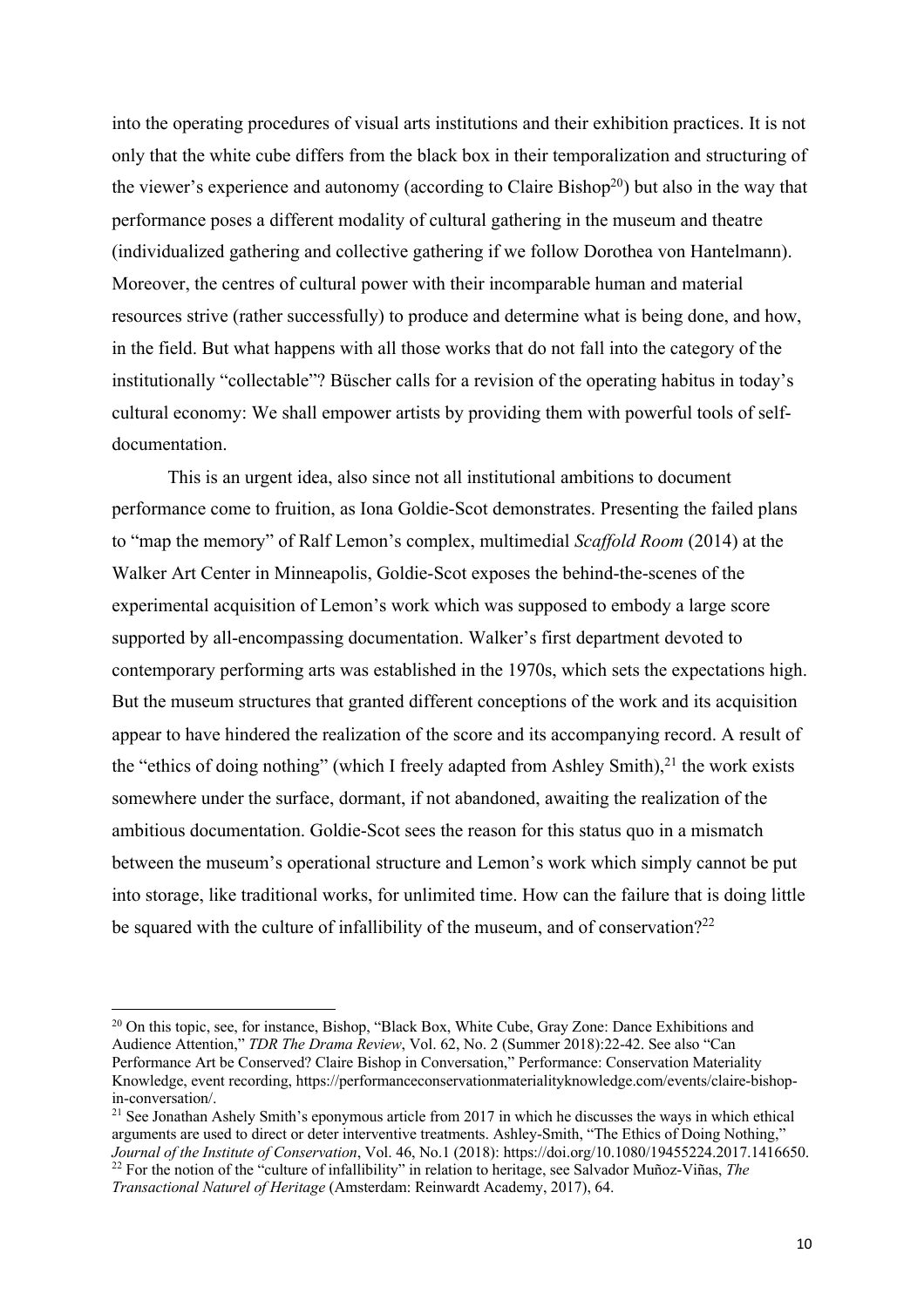into the operating procedures of visual arts institutions and their exhibition practices. It is not only that the white cube differs from the black box in their temporalization and structuring of the viewer's experience and autonomy (according to Claire Bishop[20]) but also in the way that performance poses a different modality of cultural gathering in the museum and theatre (individualized gathering and collective gathering if we follow Dorothea von Hantelmann). Moreover, the centres of cultural power with their incomparable human and material resources strive (rather successfully) to produce and determine what is being done, and how, in the field. But what happens with all those works that do not fall into the category of the institutionally "collectable"? Büscher calls for a revision of the operating habitus in today's cultural economy: We shall empower artists by providing them with powerful tools of self-documentation.

This is an urgent idea, also since not all institutional ambitions to document performance come to fruition, as Iona Goldie-Scot demonstrates. Presenting the failed plans to "map the memory" of Ralf Lemon's complex, multimedial *Scaffold Room* (2014) at the Walker Art Center in Minneapolis, Goldie-Scot exposes the behind-the-scenes of the experimental acquisition of Lemon's work which was supposed to embody a large score supported by all-encompassing documentation. Walker's first department devoted to contemporary performing arts was established in the 1970s, which sets the expectations high. But the museum structures that granted different conceptions of the work and its acquisition appear to have hindered the realization of the score and its accompanying record. A result of the "ethics of doing nothing" (which I freely adapted from Ashley Smith),[21] the work exists somewhere under the surface, dormant, if not abandoned, awaiting the realization of the ambitious documentation. Goldie-Scot sees the reason for this status quo in a mismatch between the museum's operational structure and Lemon's work which simply cannot be put into storage, like traditional works, for unlimited time. How can the failure that is doing little be squared with the culture of infallibility of the museum, and of conservation?[22]

---

[20] On this topic, see, for instance, Bishop, "Black Box, White Cube, Gray Zone: Dance Exhibitions and Audience Attention," *TDR The Drama Review*, Vol. 62, No. 2 (Summer 2018):22-42. See also "Can Performance Art be Conserved? Claire Bishop in Conversation," Performance: Conservation Materiality Knowledge, event recording, https://performanceconservationmaterialityknowledge.com/events/claire-bishop-in-conversation/.

[21] See Jonathan Ashely Smith's eponymous article from 2017 in which he discusses the ways in which ethical arguments are used to direct or deter interventive treatments. Ashley-Smith, "The Ethics of Doing Nothing," *Journal of the Institute of Conservation*, Vol. 46, No.1 (2018): https://doi.org/10.1080/19455224.2017.1416650.

[22] For the notion of the "culture of infallibility" in relation to heritage, see Salvador Muñoz-Viñas, *The Transactional Naturel of Heritage* (Amsterdam: Reinwardt Academy, 2017), 64.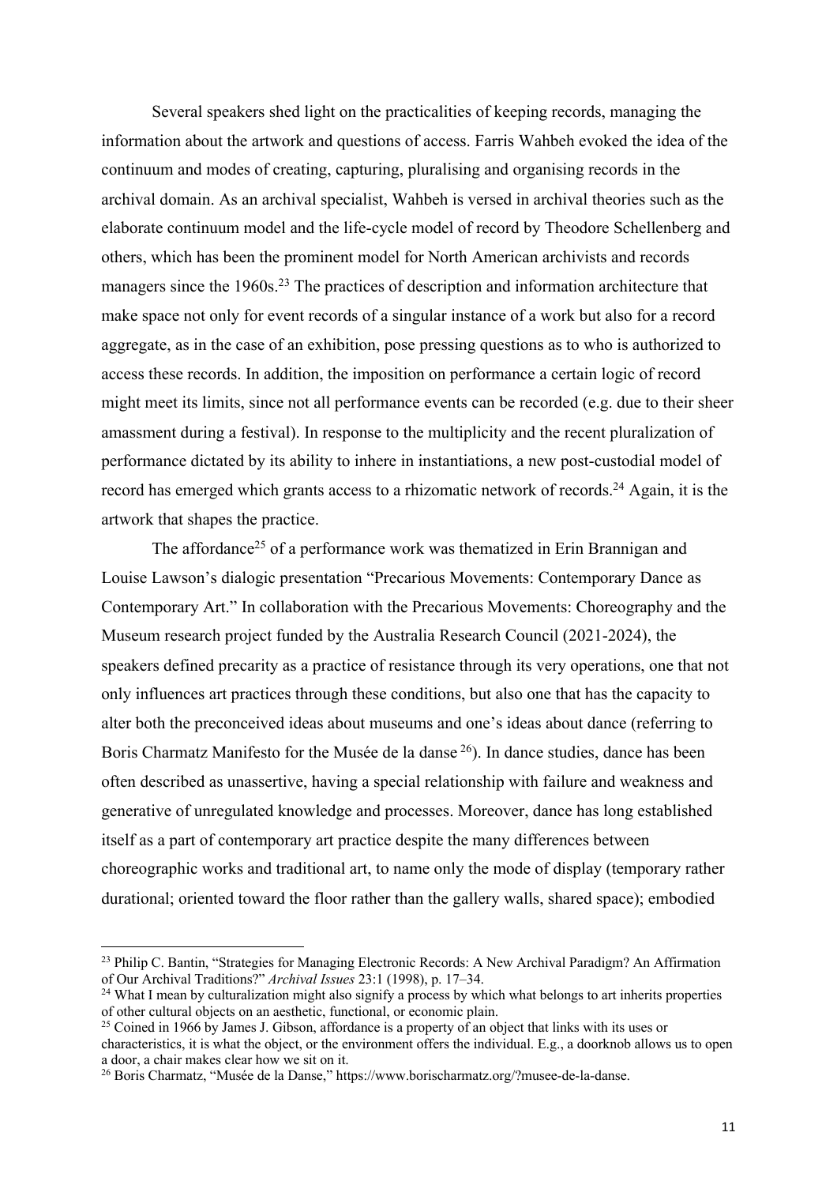Several speakers shed light on the practicalities of keeping records, managing the information about the artwork and questions of access. Farris Wahbeh evoked the idea of the continuum and modes of creating, capturing, pluralising and organising records in the archival domain. As an archival specialist, Wahbeh is versed in archival theories such as the elaborate continuum model and the life-cycle model of record by Theodore Schellenberg and others, which has been the prominent model for North American archivists and records managers since the 1960s.[23] The practices of description and information architecture that make space not only for event records of a singular instance of a work but also for a record aggregate, as in the case of an exhibition, pose pressing questions as to who is authorized to access these records. In addition, the imposition on performance a certain logic of record might meet its limits, since not all performance events can be recorded (e.g. due to their sheer amassment during a festival). In response to the multiplicity and the recent pluralization of performance dictated by its ability to inhere in instantiations, a new post-custodial model of record has emerged which grants access to a rhizomatic network of records.[24] Again, it is the artwork that shapes the practice.

The affordance[25] of a performance work was thematized in Erin Brannigan and Louise Lawson's dialogic presentation "Precarious Movements: Contemporary Dance as Contemporary Art." In collaboration with the Precarious Movements: Choreography and the Museum research project funded by the Australia Research Council (2021-2024), the speakers defined precarity as a practice of resistance through its very operations, one that not only influences art practices through these conditions, but also one that has the capacity to alter both the preconceived ideas about museums and one's ideas about dance (referring to Boris Charmatz Manifesto for the Musée de la danse[26]). In dance studies, dance has been often described as unassertive, having a special relationship with failure and weakness and generative of unregulated knowledge and processes. Moreover, dance has long established itself as a part of contemporary art practice despite the many differences between choreographic works and traditional art, to name only the mode of display (temporary rather durational; oriented toward the floor rather than the gallery walls, shared space); embodied

[23] Philip C. Bantin, "Strategies for Managing Electronic Records: A New Archival Paradigm? An Affirmation of Our Archival Traditions?" *Archival Issues* 23:1 (1998), p. 17–34.

[24] What I mean by culturalization might also signify a process by which what belongs to art inherits properties of other cultural objects on an aesthetic, functional, or economic plain.

[25] Coined in 1966 by James J. Gibson, affordance is a property of an object that links with its uses or characteristics, it is what the object, or the environment offers the individual. E.g., a doorknob allows us to open a door, a chair makes clear how we sit on it.

[26] Boris Charmatz, "Musée de la Danse," https://www.borischarmatz.org/?musee-de-la-danse.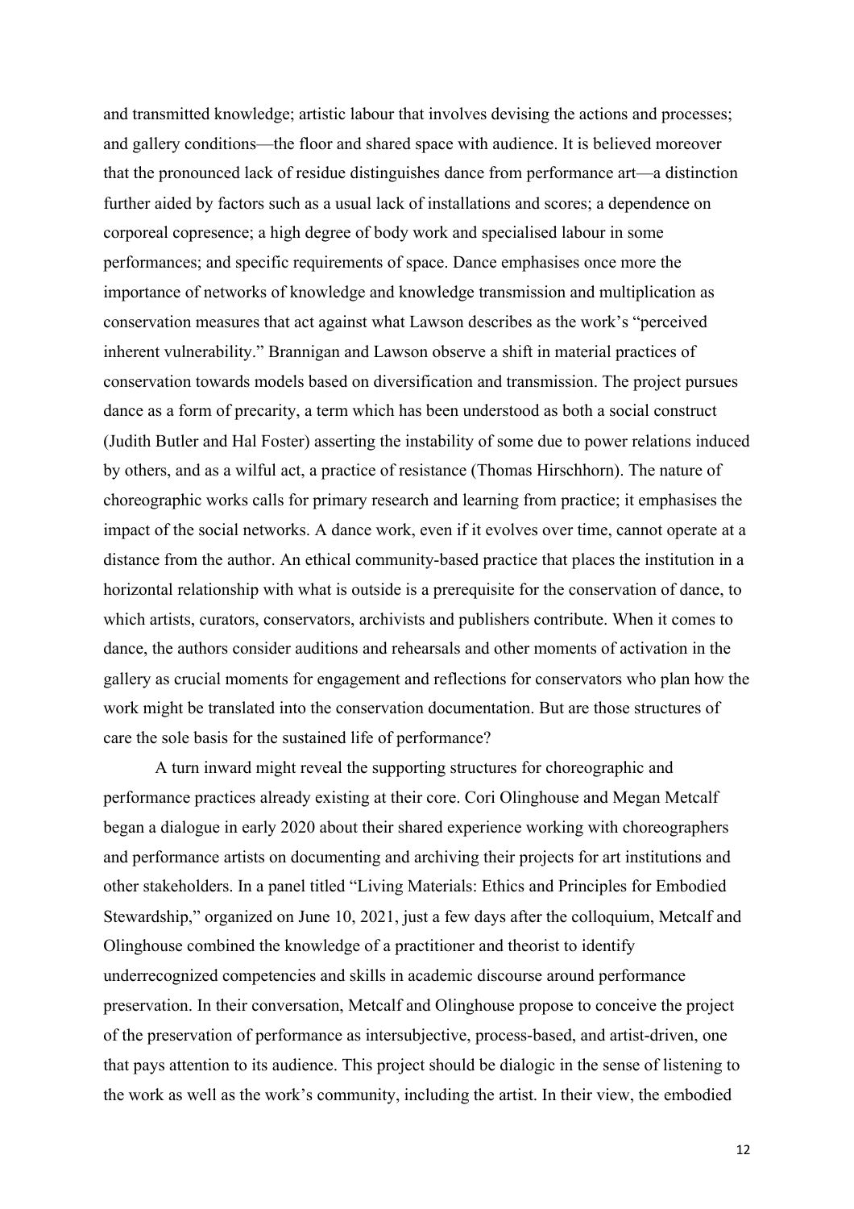and transmitted knowledge; artistic labour that involves devising the actions and processes; and gallery conditions—the floor and shared space with audience. It is believed moreover that the pronounced lack of residue distinguishes dance from performance art—a distinction further aided by factors such as a usual lack of installations and scores; a dependence on corporeal copresence; a high degree of body work and specialised labour in some performances; and specific requirements of space. Dance emphasises once more the importance of networks of knowledge and knowledge transmission and multiplication as conservation measures that act against what Lawson describes as the work's "perceived inherent vulnerability." Brannigan and Lawson observe a shift in material practices of conservation towards models based on diversification and transmission. The project pursues dance as a form of precarity, a term which has been understood as both a social construct (Judith Butler and Hal Foster) asserting the instability of some due to power relations induced by others, and as a wilful act, a practice of resistance (Thomas Hirschhorn). The nature of choreographic works calls for primary research and learning from practice; it emphasises the impact of the social networks. A dance work, even if it evolves over time, cannot operate at a distance from the author. An ethical community-based practice that places the institution in a horizontal relationship with what is outside is a prerequisite for the conservation of dance, to which artists, curators, conservators, archivists and publishers contribute. When it comes to dance, the authors consider auditions and rehearsals and other moments of activation in the gallery as crucial moments for engagement and reflections for conservators who plan how the work might be translated into the conservation documentation. But are those structures of care the sole basis for the sustained life of performance?

A turn inward might reveal the supporting structures for choreographic and performance practices already existing at their core. Cori Olinghouse and Megan Metcalf began a dialogue in early 2020 about their shared experience working with choreographers and performance artists on documenting and archiving their projects for art institutions and other stakeholders. In a panel titled "Living Materials: Ethics and Principles for Embodied Stewardship," organized on June 10, 2021, just a few days after the colloquium, Metcalf and Olinghouse combined the knowledge of a practitioner and theorist to identify underrecognized competencies and skills in academic discourse around performance preservation. In their conversation, Metcalf and Olinghouse propose to conceive the project of the preservation of performance as intersubjective, process-based, and artist-driven, one that pays attention to its audience. This project should be dialogic in the sense of listening to the work as well as the work's community, including the artist. In their view, the embodied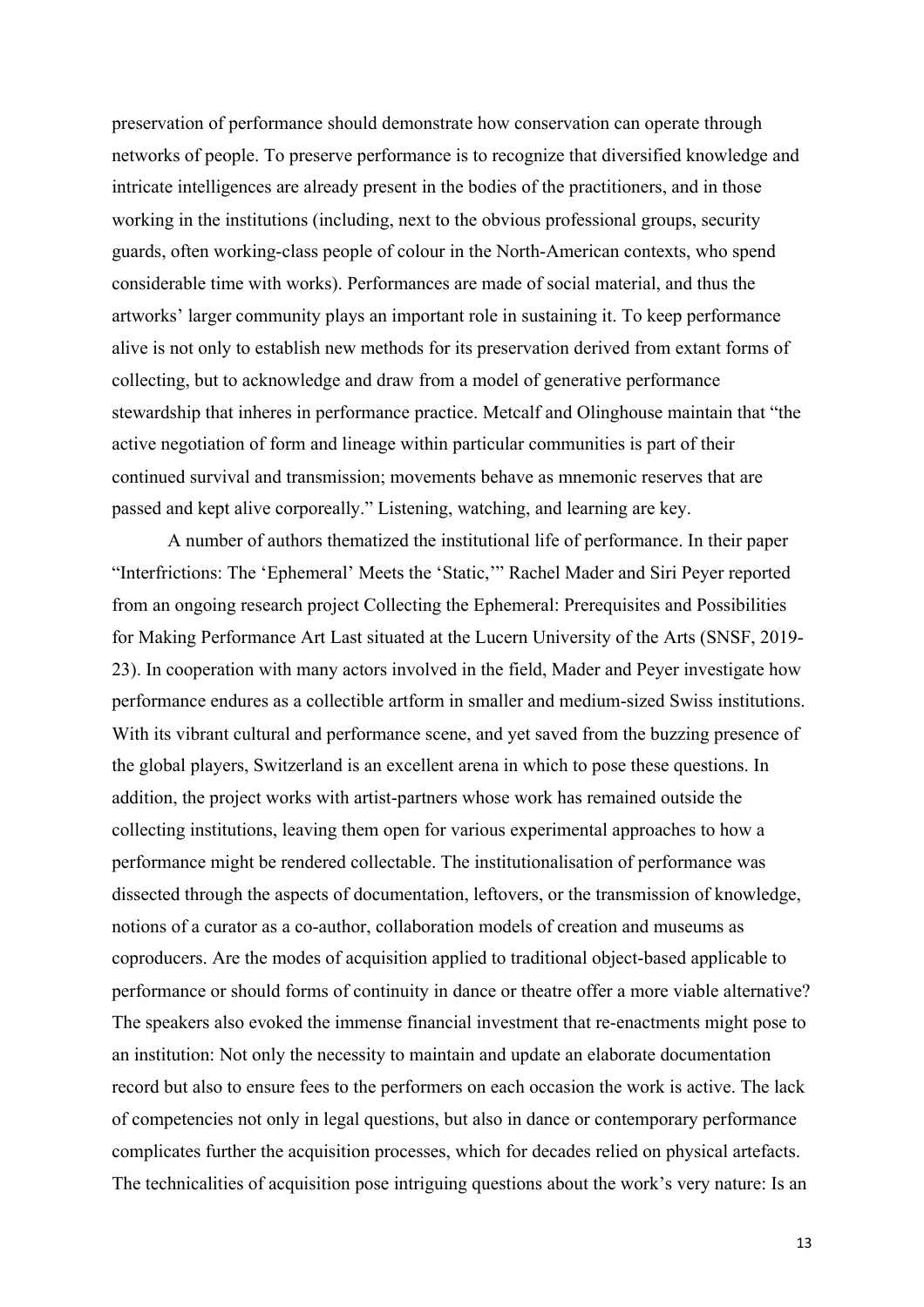preservation of performance should demonstrate how conservation can operate through networks of people. To preserve performance is to recognize that diversified knowledge and intricate intelligences are already present in the bodies of the practitioners, and in those working in the institutions (including, next to the obvious professional groups, security guards, often working-class people of colour in the North-American contexts, who spend considerable time with works). Performances are made of social material, and thus the artworks' larger community plays an important role in sustaining it. To keep performance alive is not only to establish new methods for its preservation derived from extant forms of collecting, but to acknowledge and draw from a model of generative performance stewardship that inheres in performance practice. Metcalf and Olinghouse maintain that "the active negotiation of form and lineage within particular communities is part of their continued survival and transmission; movements behave as mnemonic reserves that are passed and kept alive corporeally." Listening, watching, and learning are key.

A number of authors thematized the institutional life of performance. In their paper "Interfrictions: The 'Ephemeral' Meets the 'Static,'" Rachel Mader and Siri Peyer reported from an ongoing research project Collecting the Ephemeral: Prerequisites and Possibilities for Making Performance Art Last situated at the Lucern University of the Arts (SNSF, 2019-23). In cooperation with many actors involved in the field, Mader and Peyer investigate how performance endures as a collectible artform in smaller and medium-sized Swiss institutions. With its vibrant cultural and performance scene, and yet saved from the buzzing presence of the global players, Switzerland is an excellent arena in which to pose these questions. In addition, the project works with artist-partners whose work has remained outside the collecting institutions, leaving them open for various experimental approaches to how a performance might be rendered collectable. The institutionalisation of performance was dissected through the aspects of documentation, leftovers, or the transmission of knowledge, notions of a curator as a co-author, collaboration models of creation and museums as coproducers. Are the modes of acquisition applied to traditional object-based applicable to performance or should forms of continuity in dance or theatre offer a more viable alternative? The speakers also evoked the immense financial investment that re-enactments might pose to an institution: Not only the necessity to maintain and update an elaborate documentation record but also to ensure fees to the performers on each occasion the work is active. The lack of competencies not only in legal questions, but also in dance or contemporary performance complicates further the acquisition processes, which for decades relied on physical artefacts. The technicalities of acquisition pose intriguing questions about the work's very nature: Is an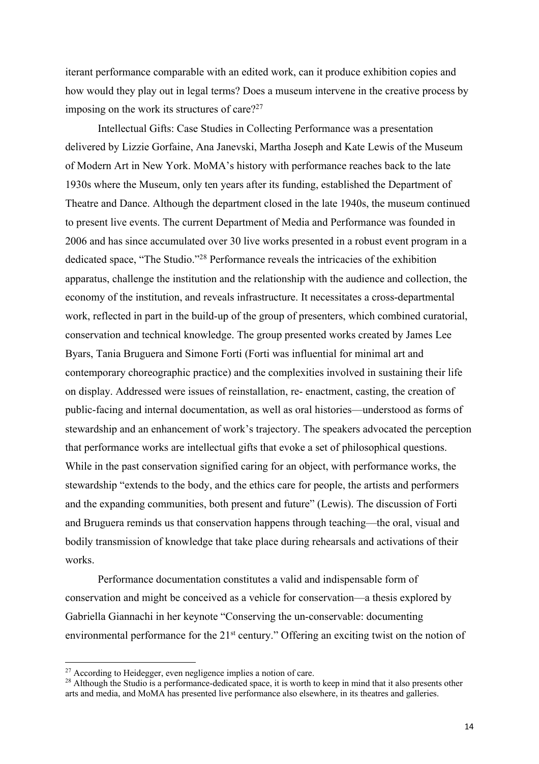iterant performance comparable with an edited work, can it produce exhibition copies and how would they play out in legal terms? Does a museum intervene in the creative process by imposing on the work its structures of care?[27]

Intellectual Gifts: Case Studies in Collecting Performance was a presentation delivered by Lizzie Gorfaine, Ana Janevski, Martha Joseph and Kate Lewis of the Museum of Modern Art in New York. MoMA's history with performance reaches back to the late 1930s where the Museum, only ten years after its funding, established the Department of Theatre and Dance. Although the department closed in the late 1940s, the museum continued to present live events. The current Department of Media and Performance was founded in 2006 and has since accumulated over 30 live works presented in a robust event program in a dedicated space, "The Studio."[28] Performance reveals the intricacies of the exhibition apparatus, challenge the institution and the relationship with the audience and collection, the economy of the institution, and reveals infrastructure. It necessitates a cross-departmental work, reflected in part in the build-up of the group of presenters, which combined curatorial, conservation and technical knowledge. The group presented works created by James Lee Byars, Tania Bruguera and Simone Forti (Forti was influential for minimal art and contemporary choreographic practice) and the complexities involved in sustaining their life on display. Addressed were issues of reinstallation, re- enactment, casting, the creation of public-facing and internal documentation, as well as oral histories—understood as forms of stewardship and an enhancement of work's trajectory. The speakers advocated the perception that performance works are intellectual gifts that evoke a set of philosophical questions. While in the past conservation signified caring for an object, with performance works, the stewardship "extends to the body, and the ethics care for people, the artists and performers and the expanding communities, both present and future" (Lewis). The discussion of Forti and Bruguera reminds us that conservation happens through teaching—the oral, visual and bodily transmission of knowledge that take place during rehearsals and activations of their works.

Performance documentation constitutes a valid and indispensable form of conservation and might be conceived as a vehicle for conservation—a thesis explored by Gabriella Giannachi in her keynote "Conserving the un-conservable: documenting environmental performance for the 21st century." Offering an exciting twist on the notion of

---

[27] According to Heidegger, even negligence implies a notion of care.

[28] Although the Studio is a performance-dedicated space, it is worth to keep in mind that it also presents other arts and media, and MoMA has presented live performance also elsewhere, in its theatres and galleries.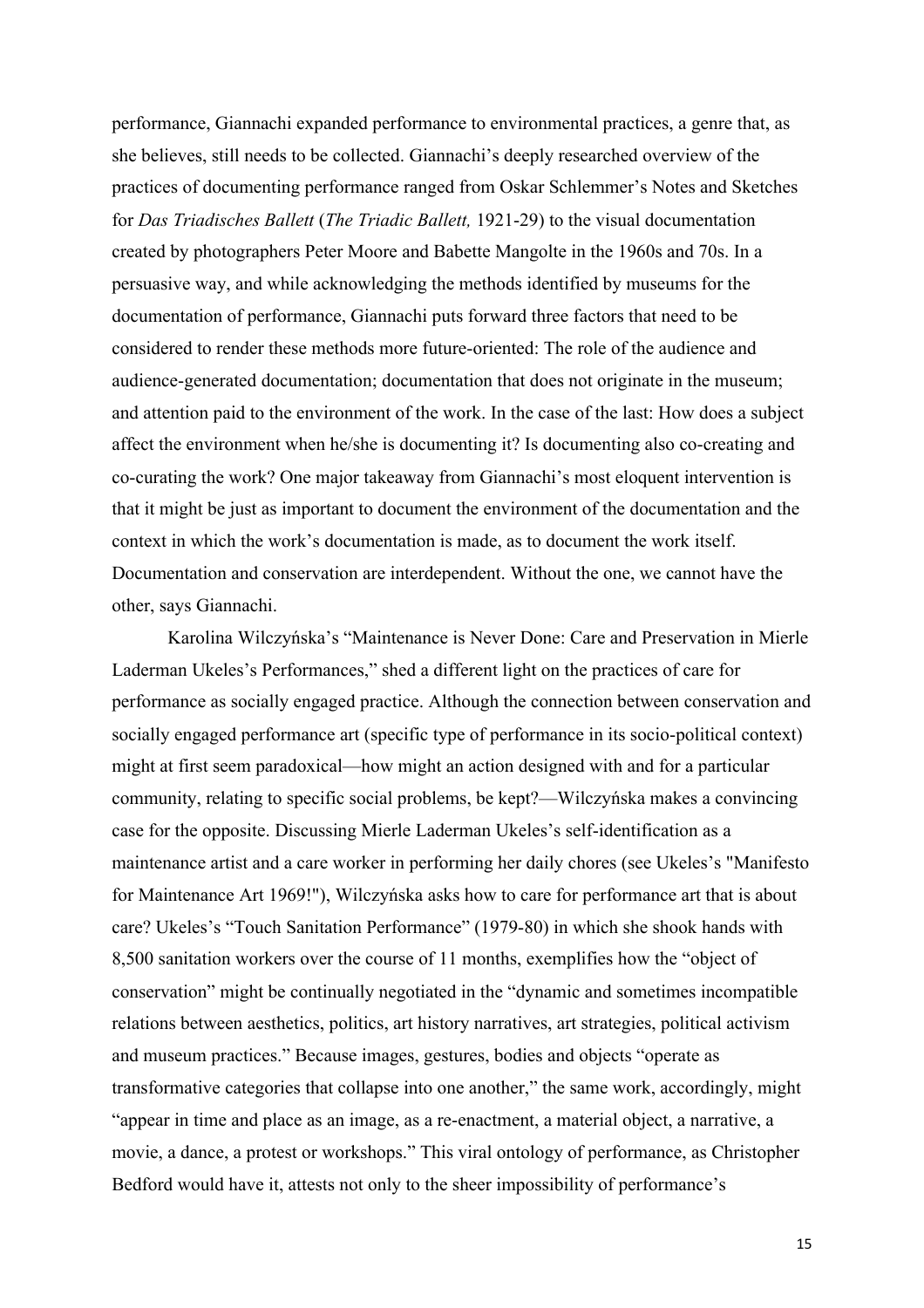performance, Giannachi expanded performance to environmental practices, a genre that, as she believes, still needs to be collected. Giannachi's deeply researched overview of the practices of documenting performance ranged from Oskar Schlemmer's Notes and Sketches for *Das Triadisches Ballett* (*The Triadic Ballett,* 1921-29) to the visual documentation created by photographers Peter Moore and Babette Mangolte in the 1960s and 70s. In a persuasive way, and while acknowledging the methods identified by museums for the documentation of performance, Giannachi puts forward three factors that need to be considered to render these methods more future-oriented: The role of the audience and audience-generated documentation; documentation that does not originate in the museum; and attention paid to the environment of the work. In the case of the last: How does a subject affect the environment when he/she is documenting it? Is documenting also co-creating and co-curating the work? One major takeaway from Giannachi's most eloquent intervention is that it might be just as important to document the environment of the documentation and the context in which the work's documentation is made, as to document the work itself. Documentation and conservation are interdependent. Without the one, we cannot have the other, says Giannachi.

Karolina Wilczyńska's "Maintenance is Never Done: Care and Preservation in Mierle Laderman Ukeles's Performances," shed a different light on the practices of care for performance as socially engaged practice. Although the connection between conservation and socially engaged performance art (specific type of performance in its socio-political context) might at first seem paradoxical—how might an action designed with and for a particular community, relating to specific social problems, be kept?—Wilczyńska makes a convincing case for the opposite. Discussing Mierle Laderman Ukeles's self-identification as a maintenance artist and a care worker in performing her daily chores (see Ukeles's "Manifesto for Maintenance Art 1969!"), Wilczyńska asks how to care for performance art that is about care? Ukeles's "Touch Sanitation Performance" (1979-80) in which she shook hands with 8,500 sanitation workers over the course of 11 months, exemplifies how the "object of conservation" might be continually negotiated in the "dynamic and sometimes incompatible relations between aesthetics, politics, art history narratives, art strategies, political activism and museum practices." Because images, gestures, bodies and objects "operate as transformative categories that collapse into one another," the same work, accordingly, might "appear in time and place as an image, as a re-enactment, a material object, a narrative, a movie, a dance, a protest or workshops." This viral ontology of performance, as Christopher Bedford would have it, attests not only to the sheer impossibility of performance's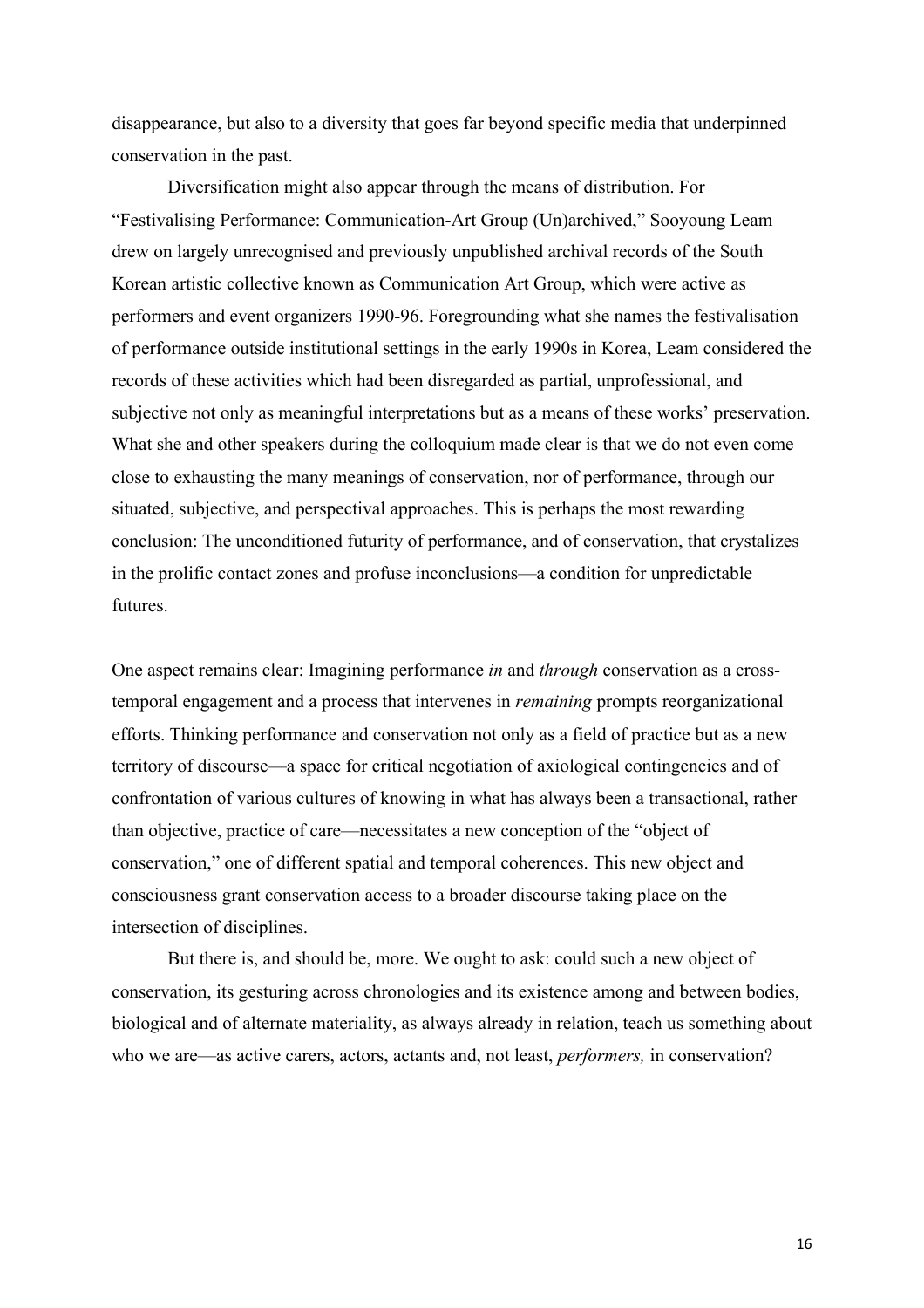disappearance, but also to a diversity that goes far beyond specific media that underpinned conservation in the past.

Diversification might also appear through the means of distribution. For "Festivalising Performance: Communication-Art Group (Un)archived," Sooyoung Leam drew on largely unrecognised and previously unpublished archival records of the South Korean artistic collective known as Communication Art Group, which were active as performers and event organizers 1990-96. Foregrounding what she names the festivalisation of performance outside institutional settings in the early 1990s in Korea, Leam considered the records of these activities which had been disregarded as partial, unprofessional, and subjective not only as meaningful interpretations but as a means of these works' preservation. What she and other speakers during the colloquium made clear is that we do not even come close to exhausting the many meanings of conservation, nor of performance, through our situated, subjective, and perspectival approaches. This is perhaps the most rewarding conclusion: The unconditioned futurity of performance, and of conservation, that crystalizes in the prolific contact zones and profuse inconclusions—a condition for unpredictable futures.

One aspect remains clear: Imagining performance *in* and *through* conservation as a cross-temporal engagement and a process that intervenes in *remaining* prompts reorganizational efforts. Thinking performance and conservation not only as a field of practice but as a new territory of discourse—a space for critical negotiation of axiological contingencies and of confrontation of various cultures of knowing in what has always been a transactional, rather than objective, practice of care—necessitates a new conception of the "object of conservation," one of different spatial and temporal coherences. This new object and consciousness grant conservation access to a broader discourse taking place on the intersection of disciplines.

But there is, and should be, more. We ought to ask: could such a new object of conservation, its gesturing across chronologies and its existence among and between bodies, biological and of alternate materiality, as always already in relation, teach us something about who we are—as active carers, actors, actants and, not least, *performers,* in conservation?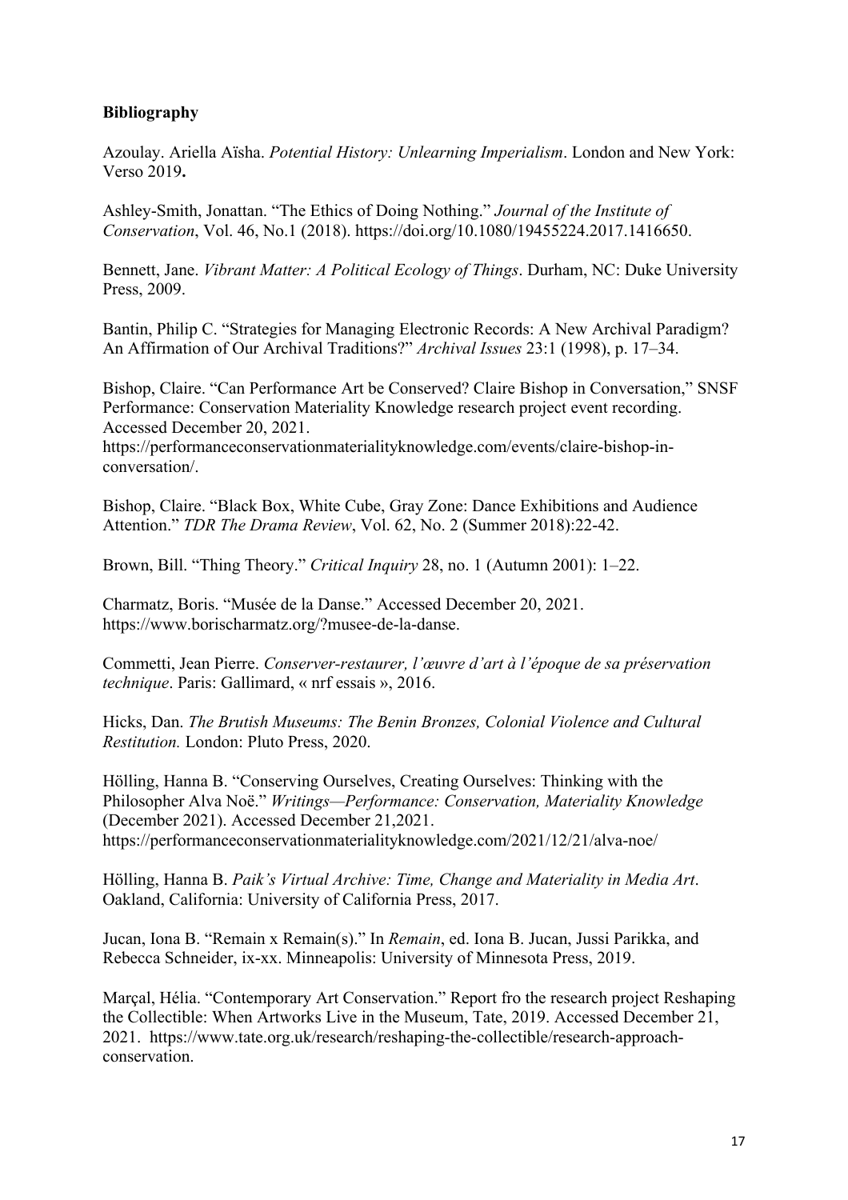**Bibliography**

Azoulay. Ariella Aïsha. *Potential History: Unlearning Imperialism*. London and New York: Verso 2019**.**

Ashley-Smith, Jonattan. "The Ethics of Doing Nothing." *Journal of the Institute of Conservation*, Vol. 46, No.1 (2018). https://doi.org/10.1080/19455224.2017.1416650.

Bennett, Jane. *Vibrant Matter: A Political Ecology of Things*. Durham, NC: Duke University Press, 2009.

Bantin, Philip C. "Strategies for Managing Electronic Records: A New Archival Paradigm? An Affirmation of Our Archival Traditions?" *Archival Issues* 23:1 (1998), p. 17–34.

Bishop, Claire. "Can Performance Art be Conserved? Claire Bishop in Conversation," SNSF Performance: Conservation Materiality Knowledge research project event recording. Accessed December 20, 2021. https://performanceconservationmaterialityknowledge.com/events/claire-bishop-in-conversation/.

Bishop, Claire. "Black Box, White Cube, Gray Zone: Dance Exhibitions and Audience Attention." *TDR The Drama Review*, Vol. 62, No. 2 (Summer 2018):22-42.

Brown, Bill. "Thing Theory." *Critical Inquiry* 28, no. 1 (Autumn 2001): 1–22.

Charmatz, Boris. "Musée de la Danse." Accessed December 20, 2021. https://www.borischarmatz.org/?musee-de-la-danse.

Commetti, Jean Pierre. *Conserver-restaurer, l'œuvre d'art à l'époque de sa préservation technique*. Paris: Gallimard, « nrf essais », 2016.

Hicks, Dan. *The Brutish Museums: The Benin Bronzes, Colonial Violence and Cultural Restitution.* London: Pluto Press, 2020.

Hölling, Hanna B. "Conserving Ourselves, Creating Ourselves: Thinking with the Philosopher Alva Noë." *Writings—Performance: Conservation, Materiality Knowledge* (December 2021). Accessed December 21,2021. https://performanceconservationmaterialityknowledge.com/2021/12/21/alva-noe/

Hölling, Hanna B. *Paik's Virtual Archive: Time, Change and Materiality in Media Art*. Oakland, California: University of California Press, 2017.

Jucan, Iona B. "Remain x Remain(s)." In *Remain*, ed. Iona B. Jucan, Jussi Parikka, and Rebecca Schneider, ix-xx. Minneapolis: University of Minnesota Press, 2019.

Marçal, Hélia. "Contemporary Art Conservation." Report fro the research project Reshaping the Collectible: When Artworks Live in the Museum, Tate, 2019. Accessed December 21, 2021. https://www.tate.org.uk/research/reshaping-the-collectible/research-approach-conservation.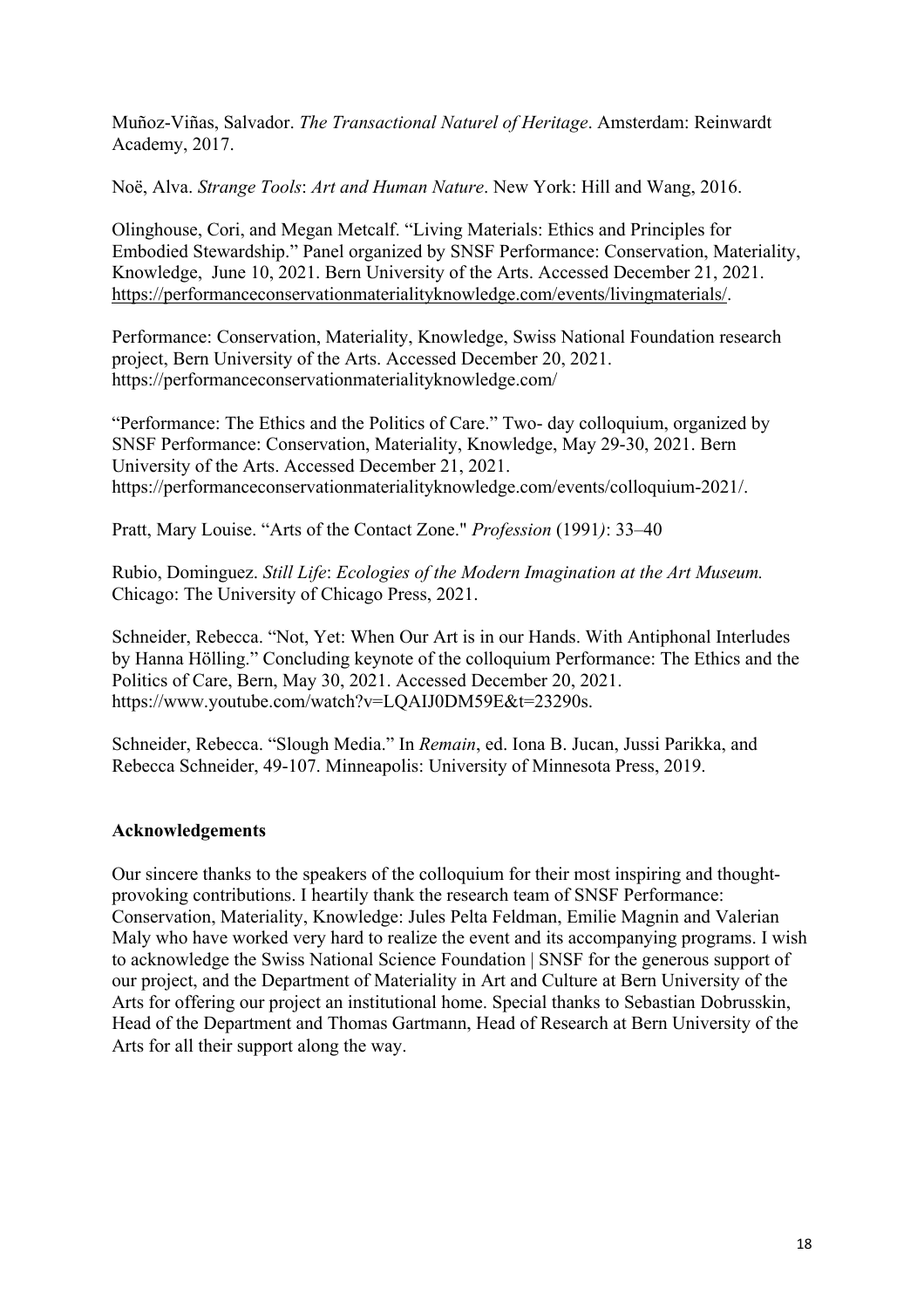Muñoz-Viñas, Salvador. *The Transactional Naturel of Heritage*. Amsterdam: Reinwardt Academy, 2017.

Noë, Alva. *Strange Tools*: *Art and Human Nature*. New York: Hill and Wang, 2016.

Olinghouse, Cori, and Megan Metcalf. "Living Materials: Ethics and Principles for Embodied Stewardship." Panel organized by SNSF Performance: Conservation, Materiality, Knowledge, June 10, 2021. Bern University of the Arts. Accessed December 21, 2021. https://performanceconservationmaterialityknowledge.com/events/livingmaterials/.

Performance: Conservation, Materiality, Knowledge, Swiss National Foundation research project, Bern University of the Arts. Accessed December 20, 2021. https://performanceconservationmaterialityknowledge.com/

"Performance: The Ethics and the Politics of Care." Two- day colloquium, organized by SNSF Performance: Conservation, Materiality, Knowledge, May 29-30, 2021. Bern University of the Arts. Accessed December 21, 2021. https://performanceconservationmaterialityknowledge.com/events/colloquium-2021/.

Pratt, Mary Louise. "Arts of the Contact Zone." *Profession* (1991*)*: 33–40

Rubio, Dominguez. *Still Life*: *Ecologies of the Modern Imagination at the Art Museum.* Chicago: The University of Chicago Press, 2021.

Schneider, Rebecca. "Not, Yet: When Our Art is in our Hands. With Antiphonal Interludes by Hanna Hölling." Concluding keynote of the colloquium Performance: The Ethics and the Politics of Care, Bern, May 30, 2021. Accessed December 20, 2021. https://www.youtube.com/watch?v=LQAIJ0DM59E&t=23290s.

Schneider, Rebecca. "Slough Media." In *Remain*, ed. Iona B. Jucan, Jussi Parikka, and Rebecca Schneider, 49-107. Minneapolis: University of Minnesota Press, 2019.

**Acknowledgements**

Our sincere thanks to the speakers of the colloquium for their most inspiring and thought-provoking contributions. I heartily thank the research team of SNSF Performance: Conservation, Materiality, Knowledge: Jules Pelta Feldman, Emilie Magnin and Valerian Maly who have worked very hard to realize the event and its accompanying programs. I wish to acknowledge the Swiss National Science Foundation | SNSF for the generous support of our project, and the Department of Materiality in Art and Culture at Bern University of the Arts for offering our project an institutional home. Special thanks to Sebastian Dobrusskin, Head of the Department and Thomas Gartmann, Head of Research at Bern University of the Arts for all their support along the way.